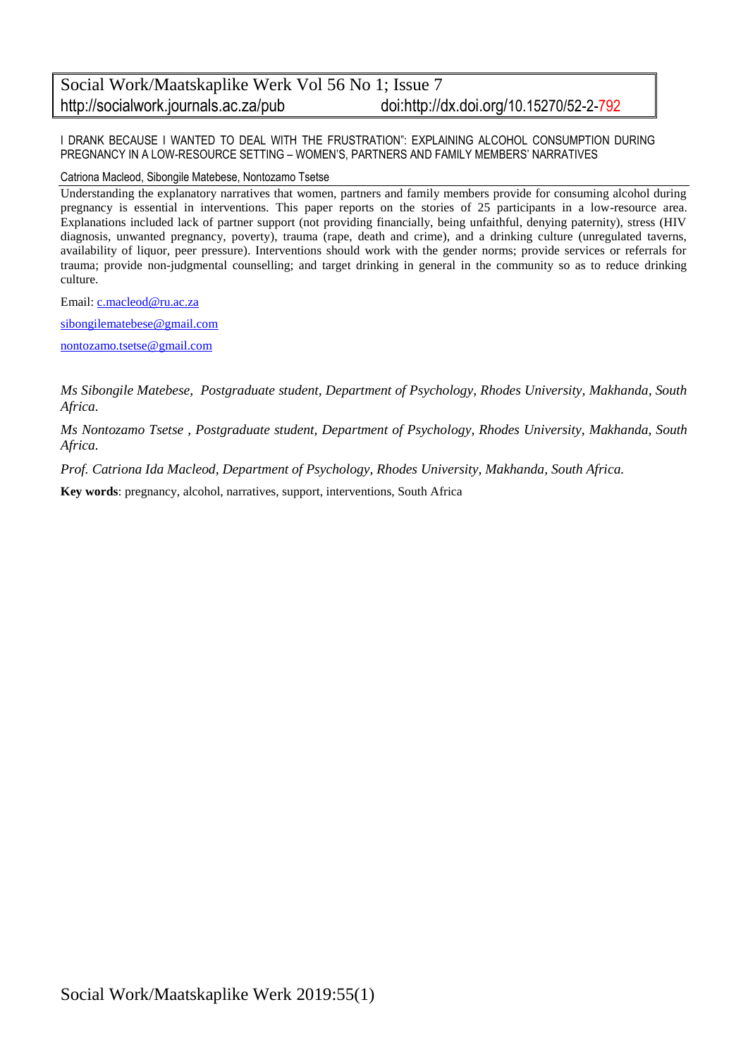I DRANK BECAUSE I WANTED TO DEAL WITH THE FRUSTRATION": EXPLAINING ALCOHOL CONSUMPTION DURING PREGNANCY IN A LOW-RESOURCE SETTING – WOMEN'S, PARTNERS AND FAMILY MEMBERS' NARRATIVES

Catriona Macleod, Sibongile Matebese, Nontozamo Tsetse

Understanding the explanatory narratives that women, partners and family members provide for consuming alcohol during pregnancy is essential in interventions. This paper reports on the stories of 25 participants in a low-resource area. Explanations included lack of partner support (not providing financially, being unfaithful, denying paternity), stress (HIV diagnosis, unwanted pregnancy, poverty), trauma (rape, death and crime), and a drinking culture (unregulated taverns, availability of liquor, peer pressure). Interventions should work with the gender norms; provide services or referrals for trauma; provide non-judgmental counselling; and target drinking in general in the community so as to reduce drinking culture.

Email: c.macleod@ru.ac.za

sibongilematebese@gmail.com

nontozamo.tsetse@gmail.com

*Ms Sibongile Matebese, Postgraduate student, Department of Psychology, Rhodes University, Makhanda, South Africa.*

*Ms Nontozamo Tsetse , Postgraduate student, Department of Psychology, Rhodes University, Makhanda, South Africa.*

*Prof. Catriona Ida Macleod, Department of Psychology, Rhodes University, Makhanda, South Africa.*

**Key words**: pregnancy, alcohol, narratives, support, interventions, South Africa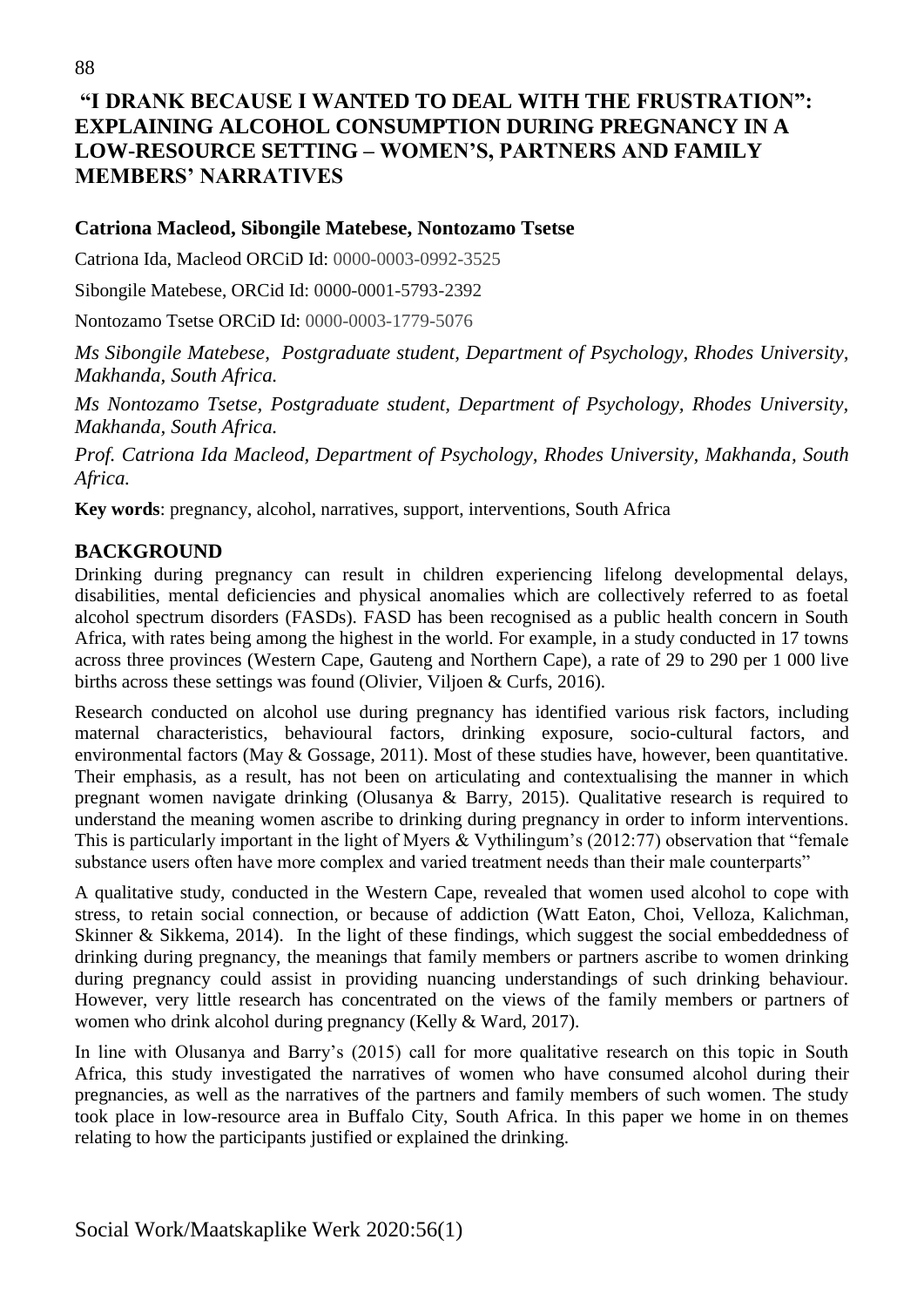# "I DRANK BECAUSE I WANTED TO DEAL WITH THE FRUSTRATION": EXPLAINING ALCOHOL CONSUMPTION DURING PREGNANCY IN A LOW-RESOURCE SETTING – WOMEN'S, PARTNERS AND FAMILY MEMBERS' NARRATIVES

**Catriona Macleod, Sibongile Matebese, Nontozamo Tsetse**

Catriona Ida, Macleod ORCiD Id: 0000-0003-0992-3525

Sibongile Matebese, ORCid Id: 0000-0001-5793-2392

Nontozamo Tsetse ORCiD Id: 0000-0003-1779-5076

*Ms Sibongile Matebese, Postgraduate student, Department of Psychology, Rhodes University, Makhanda, South Africa.*

*Ms Nontozamo Tsetse, Postgraduate student, Department of Psychology, Rhodes University, Makhanda, South Africa.*

*Prof. Catriona Ida Macleod, Department of Psychology, Rhodes University, Makhanda, South Africa.*

**Key words**: pregnancy, alcohol, narratives, support, interventions, South Africa

## BACKGROUND

Drinking during pregnancy can result in children experiencing lifelong developmental delays, disabilities, mental deficiencies and physical anomalies which are collectively referred to as foetal alcohol spectrum disorders (FASDs). FASD has been recognised as a public health concern in South Africa, with rates being among the highest in the world. For example, in a study conducted in 17 towns across three provinces (Western Cape, Gauteng and Northern Cape), a rate of 29 to 290 per 1 000 live births across these settings was found (Olivier, Viljoen & Curfs, 2016).

Research conducted on alcohol use during pregnancy has identified various risk factors, including maternal characteristics, behavioural factors, drinking exposure, socio-cultural factors, and environmental factors (May & Gossage, 2011). Most of these studies have, however, been quantitative. Their emphasis, as a result, has not been on articulating and contextualising the manner in which pregnant women navigate drinking (Olusanya & Barry, 2015). Qualitative research is required to understand the meaning women ascribe to drinking during pregnancy in order to inform interventions. This is particularly important in the light of Myers & Vythilingum's (2012:77) observation that "female substance users often have more complex and varied treatment needs than their male counterparts"

A qualitative study, conducted in the Western Cape, revealed that women used alcohol to cope with stress, to retain social connection, or because of addiction (Watt Eaton, Choi, Velloza, Kalichman, Skinner & Sikkema, 2014). In the light of these findings, which suggest the social embeddedness of drinking during pregnancy, the meanings that family members or partners ascribe to women drinking during pregnancy could assist in providing nuancing understandings of such drinking behaviour. However, very little research has concentrated on the views of the family members or partners of women who drink alcohol during pregnancy (Kelly & Ward, 2017).

In line with Olusanya and Barry's (2015) call for more qualitative research on this topic in South Africa, this study investigated the narratives of women who have consumed alcohol during their pregnancies, as well as the narratives of the partners and family members of such women. The study took place in low-resource area in Buffalo City, South Africa. In this paper we home in on themes relating to how the participants justified or explained the drinking.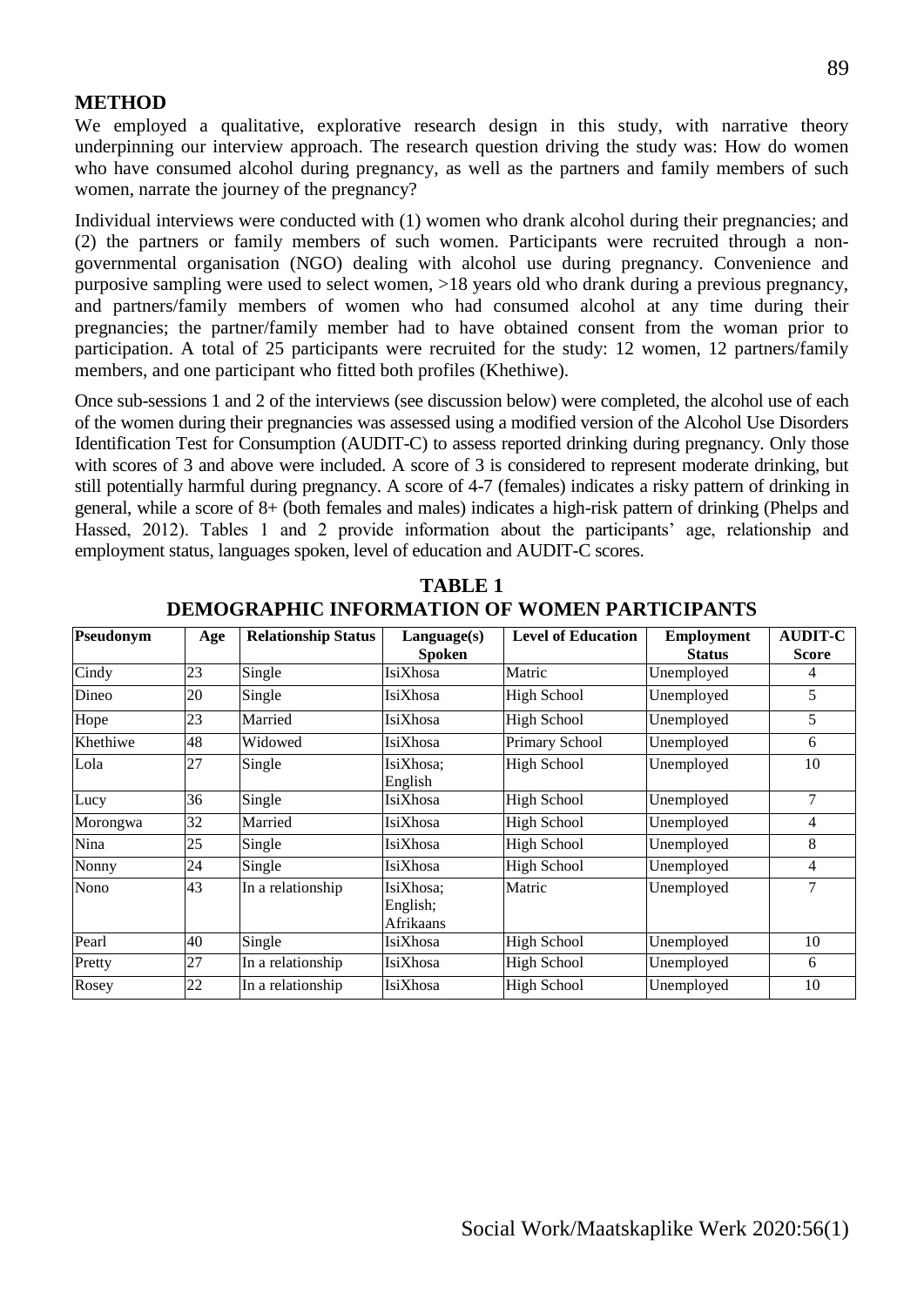## METHOD

We employed a qualitative, explorative research design in this study, with narrative theory underpinning our interview approach. The research question driving the study was: How do women who have consumed alcohol during pregnancy, as well as the partners and family members of such women, narrate the journey of the pregnancy?

Individual interviews were conducted with (1) women who drank alcohol during their pregnancies; and (2) the partners or family members of such women. Participants were recruited through a non-governmental organisation (NGO) dealing with alcohol use during pregnancy. Convenience and purposive sampling were used to select women, >18 years old who drank during a previous pregnancy, and partners/family members of women who had consumed alcohol at any time during their pregnancies; the partner/family member had to have obtained consent from the woman prior to participation. A total of 25 participants were recruited for the study: 12 women, 12 partners/family members, and one participant who fitted both profiles (Khethiwe).

Once sub-sessions 1 and 2 of the interviews (see discussion below) were completed, the alcohol use of each of the women during their pregnancies was assessed using a modified version of the Alcohol Use Disorders Identification Test for Consumption (AUDIT-C) to assess reported drinking during pregnancy. Only those with scores of 3 and above were included. A score of 3 is considered to represent moderate drinking, but still potentially harmful during pregnancy. A score of 4-7 (females) indicates a risky pattern of drinking in general, while a score of 8+ (both females and males) indicates a high-risk pattern of drinking (Phelps and Hassed, 2012). Tables 1 and 2 provide information about the participants' age, relationship and employment status, languages spoken, level of education and AUDIT-C scores.

**TABLE 1**
**DEMOGRAPHIC INFORMATION OF WOMEN PARTICIPANTS**

| Pseudonym | Age | Relationship Status | Language(s) Spoken | Level of Education | Employment Status | AUDIT-C Score |
|---|---|---|---|---|---|---|
| Cindy | 23 | Single | IsiXhosa | Matric | Unemployed | 4 |
| Dineo | 20 | Single | IsiXhosa | High School | Unemployed | 5 |
| Hope | 23 | Married | IsiXhosa | High School | Unemployed | 5 |
| Khethiwe | 48 | Widowed | IsiXhosa | Primary School | Unemployed | 6 |
| Lola | 27 | Single | IsiXhosa; English | High School | Unemployed | 10 |
| Lucy | 36 | Single | IsiXhosa | High School | Unemployed | 7 |
| Morongwa | 32 | Married | IsiXhosa | High School | Unemployed | 4 |
| Nina | 25 | Single | IsiXhosa | High School | Unemployed | 8 |
| Nonny | 24 | Single | IsiXhosa | High School | Unemployed | 4 |
| Nono | 43 | In a relationship | IsiXhosa; English; Afrikaans | Matric | Unemployed | 7 |
| Pearl | 40 | Single | IsiXhosa | High School | Unemployed | 10 |
| Pretty | 27 | In a relationship | IsiXhosa | High School | Unemployed | 6 |
| Rosey | 22 | In a relationship | IsiXhosa | High School | Unemployed | 10 |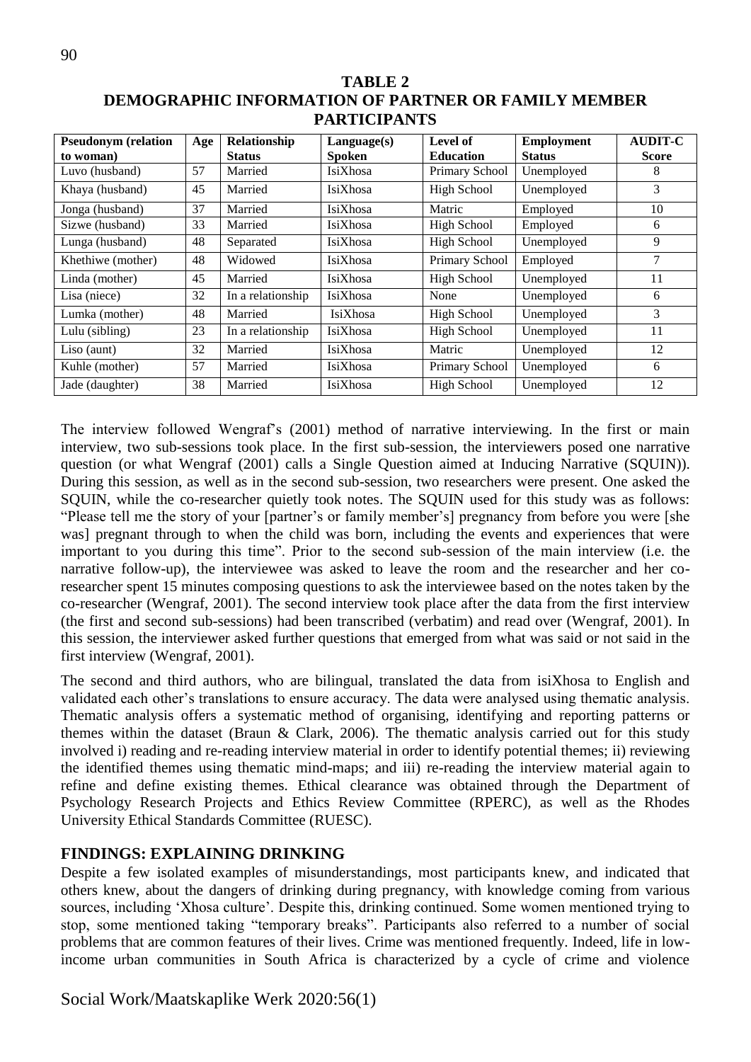**TABLE 2**
**DEMOGRAPHIC INFORMATION OF PARTNER OR FAMILY MEMBER PARTICIPANTS**

| Pseudonym (relation to woman) | Age | Relationship Status | Language(s) Spoken | Level of Education | Employment Status | AUDIT-C Score |
|---|---|---|---|---|---|---|
| Luvo (husband) | 57 | Married | IsiXhosa | Primary School | Unemployed | 8 |
| Khaya (husband) | 45 | Married | IsiXhosa | High School | Unemployed | 3 |
| Jonga (husband) | 37 | Married | IsiXhosa | Matric | Employed | 10 |
| Sizwe (husband) | 33 | Married | IsiXhosa | High School | Employed | 6 |
| Lunga (husband) | 48 | Separated | IsiXhosa | High School | Unemployed | 9 |
| Khethiwe (mother) | 48 | Widowed | IsiXhosa | Primary School | Employed | 7 |
| Linda (mother) | 45 | Married | IsiXhosa | High School | Unemployed | 11 |
| Lisa (niece) | 32 | In a relationship | IsiXhosa | None | Unemployed | 6 |
| Lumka (mother) | 48 | Married | IsiXhosa | High School | Unemployed | 3 |
| Lulu (sibling) | 23 | In a relationship | IsiXhosa | High School | Unemployed | 11 |
| Liso (aunt) | 32 | Married | IsiXhosa | Matric | Unemployed | 12 |
| Kuhle (mother) | 57 | Married | IsiXhosa | Primary School | Unemployed | 6 |
| Jade (daughter) | 38 | Married | IsiXhosa | High School | Unemployed | 12 |

The interview followed Wengraf's (2001) method of narrative interviewing. In the first or main interview, two sub-sessions took place. In the first sub-session, the interviewers posed one narrative question (or what Wengraf (2001) calls a Single Question aimed at Inducing Narrative (SQUIN)). During this session, as well as in the second sub-session, two researchers were present. One asked the SQUIN, while the co-researcher quietly took notes. The SQUIN used for this study was as follows: "Please tell me the story of your [partner's or family member's] pregnancy from before you were [she was] pregnant through to when the child was born, including the events and experiences that were important to you during this time". Prior to the second sub-session of the main interview (i.e. the narrative follow-up), the interviewee was asked to leave the room and the researcher and her co-researcher spent 15 minutes composing questions to ask the interviewee based on the notes taken by the co-researcher (Wengraf, 2001). The second interview took place after the data from the first interview (the first and second sub-sessions) had been transcribed (verbatim) and read over (Wengraf, 2001). In this session, the interviewer asked further questions that emerged from what was said or not said in the first interview (Wengraf, 2001).

The second and third authors, who are bilingual, translated the data from isiXhosa to English and validated each other's translations to ensure accuracy. The data were analysed using thematic analysis. Thematic analysis offers a systematic method of organising, identifying and reporting patterns or themes within the dataset (Braun & Clark, 2006). The thematic analysis carried out for this study involved i) reading and re-reading interview material in order to identify potential themes; ii) reviewing the identified themes using thematic mind-maps; and iii) re-reading the interview material again to refine and define existing themes. Ethical clearance was obtained through the Department of Psychology Research Projects and Ethics Review Committee (RPERC), as well as the Rhodes University Ethical Standards Committee (RUESC).

## FINDINGS: EXPLAINING DRINKING

Despite a few isolated examples of misunderstandings, most participants knew, and indicated that others knew, about the dangers of drinking during pregnancy, with knowledge coming from various sources, including 'Xhosa culture'. Despite this, drinking continued. Some women mentioned trying to stop, some mentioned taking "temporary breaks". Participants also referred to a number of social problems that are common features of their lives. Crime was mentioned frequently. Indeed, life in low-income urban communities in South Africa is characterized by a cycle of crime and violence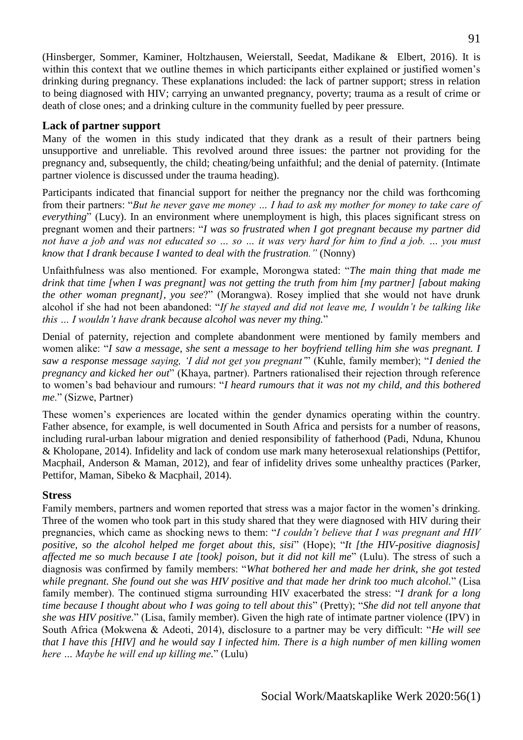(Hinsberger, Sommer, Kaminer, Holtzhausen, Weierstall, Seedat, Madikane & Elbert, 2016). It is within this context that we outline themes in which participants either explained or justified women's drinking during pregnancy. These explanations included: the lack of partner support; stress in relation to being diagnosed with HIV; carrying an unwanted pregnancy, poverty; trauma as a result of crime or death of close ones; and a drinking culture in the community fuelled by peer pressure.

### Lack of partner support

Many of the women in this study indicated that they drank as a result of their partners being unsupportive and unreliable. This revolved around three issues: the partner not providing for the pregnancy and, subsequently, the child; cheating/being unfaithful; and the denial of paternity. (Intimate partner violence is discussed under the trauma heading).

Participants indicated that financial support for neither the pregnancy nor the child was forthcoming from their partners: "*But he never gave me money … I had to ask my mother for money to take care of everything*" (Lucy). In an environment where unemployment is high, this places significant stress on pregnant women and their partners: "*I was so frustrated when I got pregnant because my partner did not have a job and was not educated so … so … it was very hard for him to find a job. … you must know that I drank because I wanted to deal with the frustration."* (Nonny)

Unfaithfulness was also mentioned. For example, Morongwa stated: "*The main thing that made me drink that time [when I was pregnant] was not getting the truth from him [my partner] [about making the other woman pregnant], you see*?" (Morangwa). Rosey implied that she would not have drunk alcohol if she had not been abandoned: "*If he stayed and did not leave me, I wouldn't be talking like this … I wouldn't have drank because alcohol was never my thing.*"

Denial of paternity, rejection and complete abandonment were mentioned by family members and women alike: "*I saw a message, she sent a message to her boyfriend telling him she was pregnant. I saw a response message saying, 'I did not get you pregnant'*" (Kuhle, family member); "*I denied the pregnancy and kicked her out*" (Khaya, partner). Partners rationalised their rejection through reference to women's bad behaviour and rumours: "*I heard rumours that it was not my child, and this bothered me*." (Sizwe, Partner)

These women's experiences are located within the gender dynamics operating within the country. Father absence, for example, is well documented in South Africa and persists for a number of reasons, including rural-urban labour migration and denied responsibility of fatherhood (Padi, Nduna, Khunou & Kholopane, 2014). Infidelity and lack of condom use mark many heterosexual relationships (Pettifor, Macphail, Anderson & Maman, 2012), and fear of infidelity drives some unhealthy practices (Parker, Pettifor, Maman, Sibeko & Macphail, 2014).

### Stress

Family members, partners and women reported that stress was a major factor in the women's drinking. Three of the women who took part in this study shared that they were diagnosed with HIV during their pregnancies, which came as shocking news to them: "*I couldn't believe that I was pregnant and HIV positive, so the alcohol helped me forget about this, sisi*" (Hope); "*It [the HIV-positive diagnosis] affected me so much because I ate [took] poison, but it did not kill me*" (Lulu). The stress of such a diagnosis was confirmed by family members: "*What bothered her and made her drink, she got tested while pregnant. She found out she was HIV positive and that made her drink too much alcohol.*" (Lisa family member). The continued stigma surrounding HIV exacerbated the stress: "*I drank for a long time because I thought about who I was going to tell about this*" (Pretty); "*She did not tell anyone that she was HIV positive.*" (Lisa, family member). Given the high rate of intimate partner violence (IPV) in South Africa (Mokwena & Adeoti, 2014), disclosure to a partner may be very difficult: "*He will see that I have this [HIV] and he would say I infected him. There is a high number of men killing women here … Maybe he will end up killing me*." (Lulu)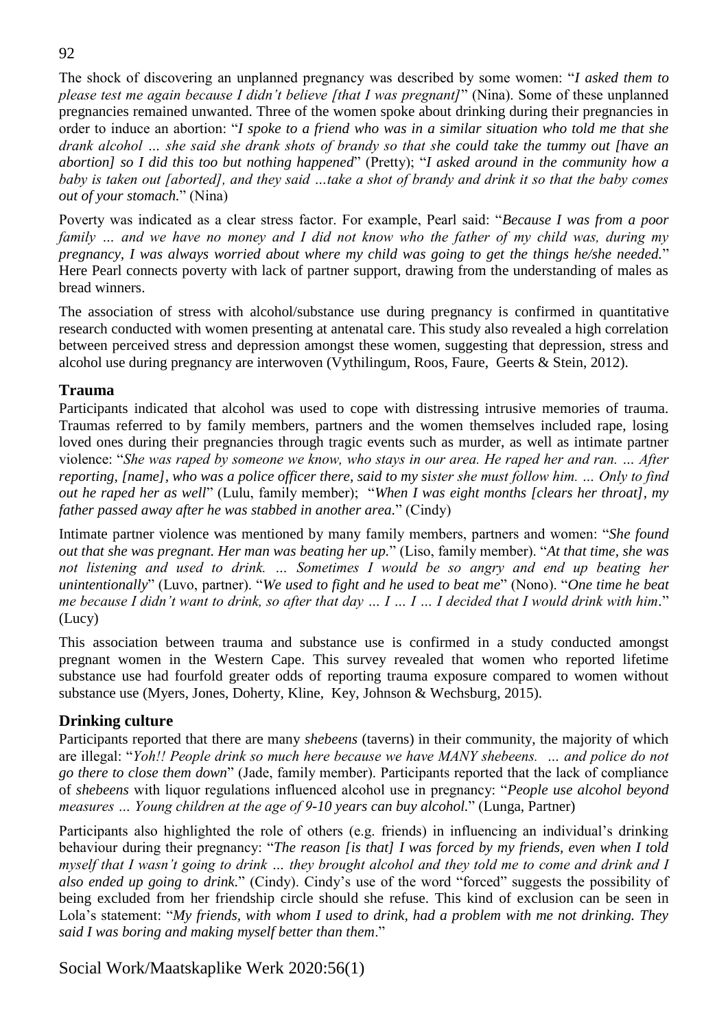The shock of discovering an unplanned pregnancy was described by some women: "*I asked them to please test me again because I didn't believe [that I was pregnant]*" (Nina). Some of these unplanned pregnancies remained unwanted. Three of the women spoke about drinking during their pregnancies in order to induce an abortion: "*I spoke to a friend who was in a similar situation who told me that she drank alcohol … she said she drank shots of brandy so that she could take the tummy out [have an abortion] so I did this too but nothing happened*" (Pretty); "*I asked around in the community how a baby is taken out [aborted], and they said …take a shot of brandy and drink it so that the baby comes out of your stomach.*" (Nina)

Poverty was indicated as a clear stress factor. For example, Pearl said: "*Because I was from a poor family … and we have no money and I did not know who the father of my child was, during my pregnancy, I was always worried about where my child was going to get the things he/she needed.*" Here Pearl connects poverty with lack of partner support, drawing from the understanding of males as bread winners.

The association of stress with alcohol/substance use during pregnancy is confirmed in quantitative research conducted with women presenting at antenatal care. This study also revealed a high correlation between perceived stress and depression amongst these women, suggesting that depression, stress and alcohol use during pregnancy are interwoven (Vythilingum, Roos, Faure, Geerts & Stein, 2012).

## Trauma

Participants indicated that alcohol was used to cope with distressing intrusive memories of trauma. Traumas referred to by family members, partners and the women themselves included rape, losing loved ones during their pregnancies through tragic events such as murder, as well as intimate partner violence: "*She was raped by someone we know, who stays in our area. He raped her and ran. … After reporting, [name], who was a police officer there, said to my sister she must follow him. … Only to find out he raped her as well*" (Lulu, family member); "*When I was eight months [clears her throat], my father passed away after he was stabbed in another area.*" (Cindy)

Intimate partner violence was mentioned by many family members, partners and women: "*She found out that she was pregnant. Her man was beating her up.*" (Liso, family member). "*At that time, she was not listening and used to drink. … Sometimes I would be so angry and end up beating her unintentionally*" (Luvo, partner). "*We used to fight and he used to beat me*" (Nono). "*One time he beat me because I didn't want to drink, so after that day … I … I … I decided that I would drink with him*." (Lucy)

This association between trauma and substance use is confirmed in a study conducted amongst pregnant women in the Western Cape. This survey revealed that women who reported lifetime substance use had fourfold greater odds of reporting trauma exposure compared to women without substance use (Myers, Jones, Doherty, Kline, Key, Johnson & Wechsburg, 2015).

## Drinking culture

Participants reported that there are many *shebeens* (taverns) in their community, the majority of which are illegal: "*Yoh!! People drink so much here because we have MANY shebeens. … and police do not go there to close them down*" (Jade, family member). Participants reported that the lack of compliance of *shebeens* with liquor regulations influenced alcohol use in pregnancy: "*People use alcohol beyond measures … Young children at the age of 9-10 years can buy alcohol.*" (Lunga, Partner)

Participants also highlighted the role of others (e.g. friends) in influencing an individual's drinking behaviour during their pregnancy: "*The reason [is that] I was forced by my friends, even when I told myself that I wasn't going to drink … they brought alcohol and they told me to come and drink and I also ended up going to drink.*" (Cindy). Cindy's use of the word "forced" suggests the possibility of being excluded from her friendship circle should she refuse. This kind of exclusion can be seen in Lola's statement: "*My friends, with whom I used to drink, had a problem with me not drinking. They said I was boring and making myself better than them*."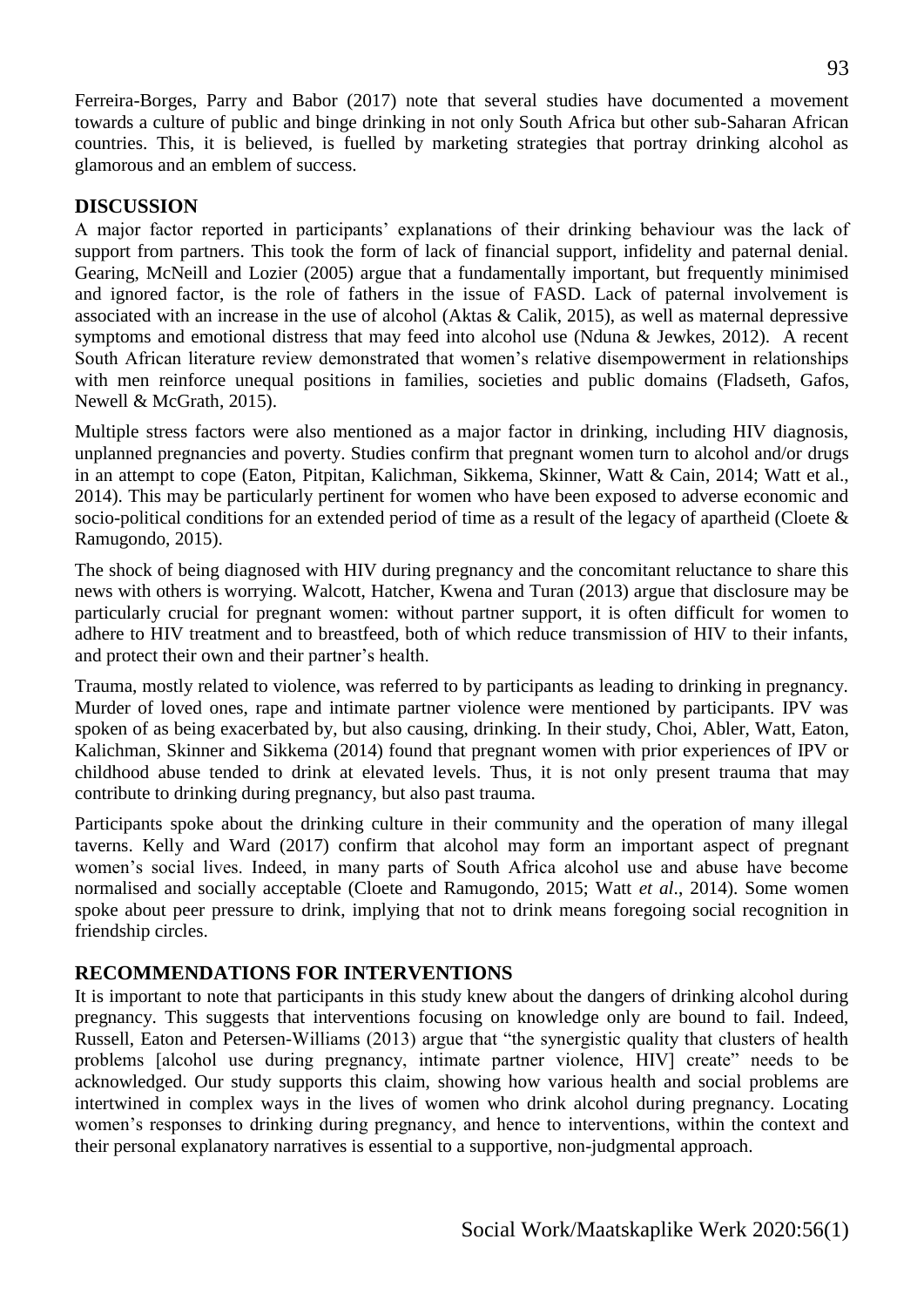Ferreira-Borges, Parry and Babor (2017) note that several studies have documented a movement towards a culture of public and binge drinking in not only South Africa but other sub-Saharan African countries. This, it is believed, is fuelled by marketing strategies that portray drinking alcohol as glamorous and an emblem of success.

## DISCUSSION

A major factor reported in participants' explanations of their drinking behaviour was the lack of support from partners. This took the form of lack of financial support, infidelity and paternal denial. Gearing, McNeill and Lozier (2005) argue that a fundamentally important, but frequently minimised and ignored factor, is the role of fathers in the issue of FASD. Lack of paternal involvement is associated with an increase in the use of alcohol (Aktas & Calik, 2015), as well as maternal depressive symptoms and emotional distress that may feed into alcohol use (Nduna & Jewkes, 2012). A recent South African literature review demonstrated that women's relative disempowerment in relationships with men reinforce unequal positions in families, societies and public domains (Fladseth, Gafos, Newell & McGrath, 2015).

Multiple stress factors were also mentioned as a major factor in drinking, including HIV diagnosis, unplanned pregnancies and poverty. Studies confirm that pregnant women turn to alcohol and/or drugs in an attempt to cope (Eaton, Pitpitan, Kalichman, Sikkema, Skinner, Watt & Cain, 2014; Watt et al., 2014). This may be particularly pertinent for women who have been exposed to adverse economic and socio-political conditions for an extended period of time as a result of the legacy of apartheid (Cloete & Ramugondo, 2015).

The shock of being diagnosed with HIV during pregnancy and the concomitant reluctance to share this news with others is worrying. Walcott, Hatcher, Kwena and Turan (2013) argue that disclosure may be particularly crucial for pregnant women: without partner support, it is often difficult for women to adhere to HIV treatment and to breastfeed, both of which reduce transmission of HIV to their infants, and protect their own and their partner's health.

Trauma, mostly related to violence, was referred to by participants as leading to drinking in pregnancy. Murder of loved ones, rape and intimate partner violence were mentioned by participants. IPV was spoken of as being exacerbated by, but also causing, drinking. In their study, Choi, Abler, Watt, Eaton, Kalichman, Skinner and Sikkema (2014) found that pregnant women with prior experiences of IPV or childhood abuse tended to drink at elevated levels. Thus, it is not only present trauma that may contribute to drinking during pregnancy, but also past trauma.

Participants spoke about the drinking culture in their community and the operation of many illegal taverns. Kelly and Ward (2017) confirm that alcohol may form an important aspect of pregnant women's social lives. Indeed, in many parts of South Africa alcohol use and abuse have become normalised and socially acceptable (Cloete and Ramugondo, 2015; Watt *et al*., 2014). Some women spoke about peer pressure to drink, implying that not to drink means foregoing social recognition in friendship circles.

## RECOMMENDATIONS FOR INTERVENTIONS

It is important to note that participants in this study knew about the dangers of drinking alcohol during pregnancy. This suggests that interventions focusing on knowledge only are bound to fail. Indeed, Russell, Eaton and Petersen-Williams (2013) argue that "the synergistic quality that clusters of health problems [alcohol use during pregnancy, intimate partner violence, HIV] create" needs to be acknowledged. Our study supports this claim, showing how various health and social problems are intertwined in complex ways in the lives of women who drink alcohol during pregnancy. Locating women's responses to drinking during pregnancy, and hence to interventions, within the context and their personal explanatory narratives is essential to a supportive, non-judgmental approach.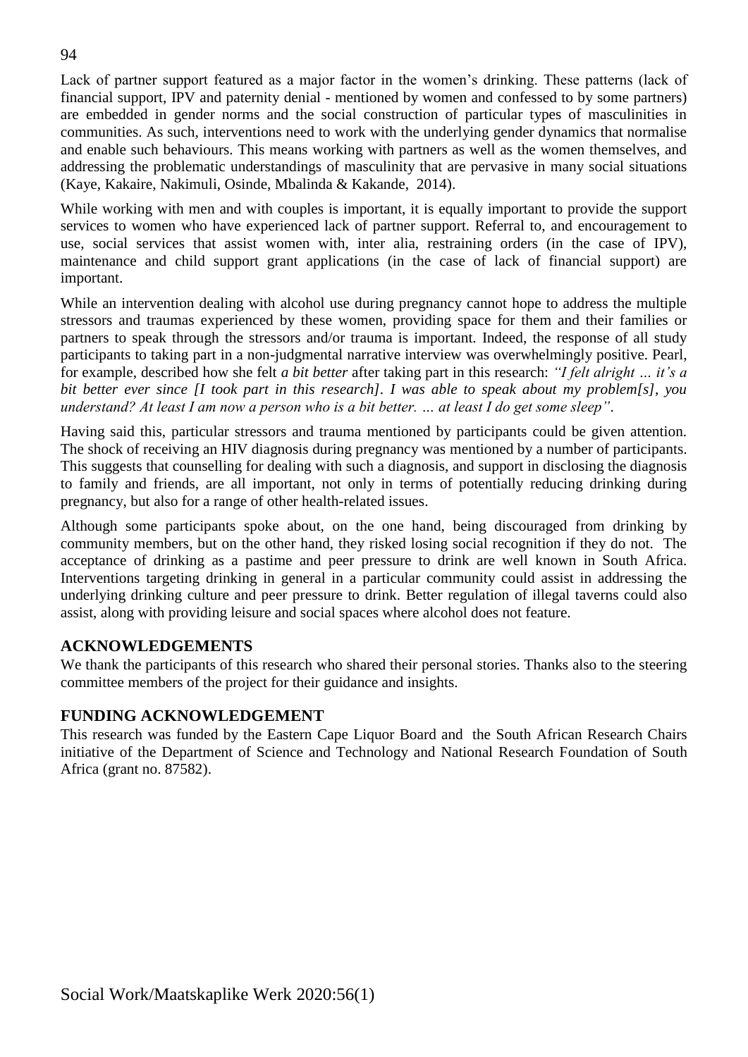Lack of partner support featured as a major factor in the women's drinking. These patterns (lack of financial support, IPV and paternity denial - mentioned by women and confessed to by some partners) are embedded in gender norms and the social construction of particular types of masculinities in communities. As such, interventions need to work with the underlying gender dynamics that normalise and enable such behaviours. This means working with partners as well as the women themselves, and addressing the problematic understandings of masculinity that are pervasive in many social situations (Kaye, Kakaire, Nakimuli, Osinde, Mbalinda & Kakande, 2014).

While working with men and with couples is important, it is equally important to provide the support services to women who have experienced lack of partner support. Referral to, and encouragement to use, social services that assist women with, inter alia, restraining orders (in the case of IPV), maintenance and child support grant applications (in the case of lack of financial support) are important.

While an intervention dealing with alcohol use during pregnancy cannot hope to address the multiple stressors and traumas experienced by these women, providing space for them and their families or partners to speak through the stressors and/or trauma is important. Indeed, the response of all study participants to taking part in a non-judgmental narrative interview was overwhelmingly positive. Pearl, for example, described how she felt *a bit better* after taking part in this research: *"I felt alright … it's a bit better ever since [I took part in this research]. I was able to speak about my problem[s], you understand? At least I am now a person who is a bit better. … at least I do get some sleep"*.

Having said this, particular stressors and trauma mentioned by participants could be given attention. The shock of receiving an HIV diagnosis during pregnancy was mentioned by a number of participants. This suggests that counselling for dealing with such a diagnosis, and support in disclosing the diagnosis to family and friends, are all important, not only in terms of potentially reducing drinking during pregnancy, but also for a range of other health-related issues.

Although some participants spoke about, on the one hand, being discouraged from drinking by community members, but on the other hand, they risked losing social recognition if they do not. The acceptance of drinking as a pastime and peer pressure to drink are well known in South Africa. Interventions targeting drinking in general in a particular community could assist in addressing the underlying drinking culture and peer pressure to drink. Better regulation of illegal taverns could also assist, along with providing leisure and social spaces where alcohol does not feature.

## ACKNOWLEDGEMENTS

We thank the participants of this research who shared their personal stories. Thanks also to the steering committee members of the project for their guidance and insights.

## FUNDING ACKNOWLEDGEMENT

This research was funded by the Eastern Cape Liquor Board and the South African Research Chairs initiative of the Department of Science and Technology and National Research Foundation of South Africa (grant no. 87582).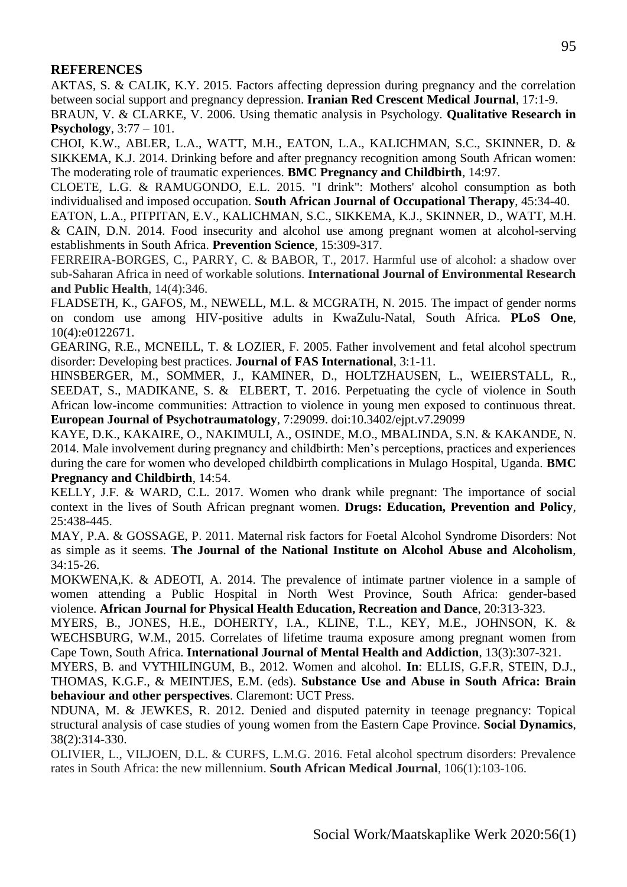## REFERENCES

AKTAS, S. & CALIK, K.Y. 2015. Factors affecting depression during pregnancy and the correlation between social support and pregnancy depression. **Iranian Red Crescent Medical Journal**, 17:1-9.

BRAUN, V. & CLARKE, V. 2006. Using thematic analysis in Psychology. **Qualitative Research in Psychology**, 3:77 – 101.

CHOI, K.W., ABLER, L.A., WATT, M.H., EATON, L.A., KALICHMAN, S.C., SKINNER, D. & SIKKEMA, K.J. 2014. Drinking before and after pregnancy recognition among South African women: The moderating role of traumatic experiences. **BMC Pregnancy and Childbirth**, 14:97.

CLOETE, L.G. & RAMUGONDO, E.L. 2015. "I drink": Mothers' alcohol consumption as both individualised and imposed occupation. **South African Journal of Occupational Therapy**, 45:34-40.

EATON, L.A., PITPITAN, E.V., KALICHMAN, S.C., SIKKEMA, K.J., SKINNER, D., WATT, M.H. & CAIN, D.N. 2014. Food insecurity and alcohol use among pregnant women at alcohol-serving establishments in South Africa. **Prevention Science**, 15:309-317.

FERREIRA-BORGES, C., PARRY, C. & BABOR, T., 2017. Harmful use of alcohol: a shadow over sub-Saharan Africa in need of workable solutions. **International Journal of Environmental Research and Public Health**, 14(4):346.

FLADSETH, K., GAFOS, M., NEWELL, M.L. & MCGRATH, N. 2015. The impact of gender norms on condom use among HIV-positive adults in KwaZulu-Natal, South Africa. **PLoS One**, 10(4):e0122671.

GEARING, R.E., MCNEILL, T. & LOZIER, F. 2005. Father involvement and fetal alcohol spectrum disorder: Developing best practices. **Journal of FAS International**, 3:1-11.

HINSBERGER, M., SOMMER, J., KAMINER, D., HOLTZHAUSEN, L., WEIERSTALL, R., SEEDAT, S., MADIKANE, S. & ELBERT, T. 2016. Perpetuating the cycle of violence in South African low-income communities: Attraction to violence in young men exposed to continuous threat. **European Journal of Psychotraumatology**, 7:29099. doi:10.3402/ejpt.v7.29099

KAYE, D.K., KAKAIRE, O., NAKIMULI, A., OSINDE, M.O., MBALINDA, S.N. & KAKANDE, N. 2014. Male involvement during pregnancy and childbirth: Men's perceptions, practices and experiences during the care for women who developed childbirth complications in Mulago Hospital, Uganda. **BMC Pregnancy and Childbirth**, 14:54.

KELLY, J.F. & WARD, C.L. 2017. Women who drank while pregnant: The importance of social context in the lives of South African pregnant women. **Drugs: Education, Prevention and Policy**, 25:438-445.

MAY, P.A. & GOSSAGE, P. 2011. Maternal risk factors for Foetal Alcohol Syndrome Disorders: Not as simple as it seems. **The Journal of the National Institute on Alcohol Abuse and Alcoholism**, 34:15-26.

MOKWENA,K. & ADEOTI, A. 2014. The prevalence of intimate partner violence in a sample of women attending a Public Hospital in North West Province, South Africa: gender-based violence. **African Journal for Physical Health Education, Recreation and Dance**, 20:313-323.

MYERS, B., JONES, H.E., DOHERTY, I.A., KLINE, T.L., KEY, M.E., JOHNSON, K. & WECHSBURG, W.M., 2015. Correlates of lifetime trauma exposure among pregnant women from Cape Town, South Africa. **International Journal of Mental Health and Addiction**, 13(3):307-321.

MYERS, B. and VYTHILINGUM, B., 2012. Women and alcohol. **In**: ELLIS, G.F.R, STEIN, D.J., THOMAS, K.G.F., & MEINTJES, E.M. (eds). **Substance Use and Abuse in South Africa: Brain behaviour and other perspectives**. Claremont: UCT Press.

NDUNA, M. & JEWKES, R. 2012. Denied and disputed paternity in teenage pregnancy: Topical structural analysis of case studies of young women from the Eastern Cape Province. **Social Dynamics**, 38(2):314-330.

OLIVIER, L., VILJOEN, D.L. & CURFS, L.M.G. 2016. Fetal alcohol spectrum disorders: Prevalence rates in South Africa: the new millennium. **South African Medical Journal**, 106(1):103-106.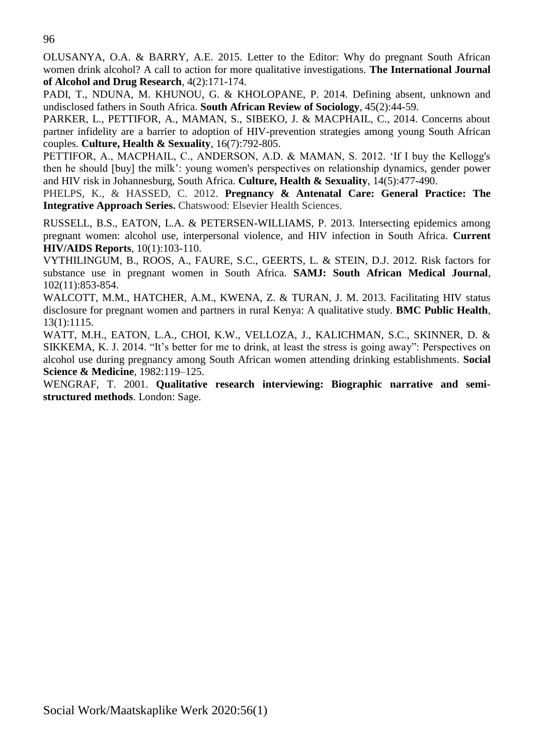OLUSANYA, O.A. & BARRY, A.E. 2015. Letter to the Editor: Why do pregnant South African women drink alcohol? A call to action for more qualitative investigations. **The International Journal of Alcohol and Drug Research**, 4(2):171-174.

PADI, T., NDUNA, M. KHUNOU, G. & KHOLOPANE, P. 2014. Defining absent, unknown and undisclosed fathers in South Africa. **South African Review of Sociology**, 45(2):44-59.

PARKER, L., PETTIFOR, A., MAMAN, S., SIBEKO, J. & MACPHAIL, C., 2014. Concerns about partner infidelity are a barrier to adoption of HIV-prevention strategies among young South African couples. **Culture, Health & Sexuality**, 16(7):792-805.

PETTIFOR, A., MACPHAIL, C., ANDERSON, A.D. & MAMAN, S. 2012. 'If I buy the Kellogg's then he should [buy] the milk': young women's perspectives on relationship dynamics, gender power and HIV risk in Johannesburg, South Africa. **Culture, Health & Sexuality**, 14(5):477-490.

PHELPS, K., & HASSED, C. 2012. **Pregnancy & Antenatal Care: General Practice: The Integrative Approach Series.** Chatswood: Elsevier Health Sciences.

RUSSELL, B.S., EATON, L.A. & PETERSEN-WILLIAMS, P. 2013. Intersecting epidemics among pregnant women: alcohol use, interpersonal violence, and HIV infection in South Africa. **Current HIV/AIDS Reports**, 10(1):103-110.

VYTHILINGUM, B., ROOS, A., FAURE, S.C., GEERTS, L. & STEIN, D.J. 2012. Risk factors for substance use in pregnant women in South Africa. **SAMJ: South African Medical Journal**, 102(11):853-854.

WALCOTT, M.M., HATCHER, A.M., KWENA, Z. & TURAN, J. M. 2013. Facilitating HIV status disclosure for pregnant women and partners in rural Kenya: A qualitative study. **BMC Public Health**, 13(1):1115.

WATT, M.H., EATON, L.A., CHOI, K.W., VELLOZA, J., KALICHMAN, S.C., SKINNER, D. & SIKKEMA, K. J. 2014. "It's better for me to drink, at least the stress is going away": Perspectives on alcohol use during pregnancy among South African women attending drinking establishments. **Social Science & Medicine**, 1982:119–125.

WENGRAF, T. 2001. **Qualitative research interviewing: Biographic narrative and semi-structured methods**. London: Sage.